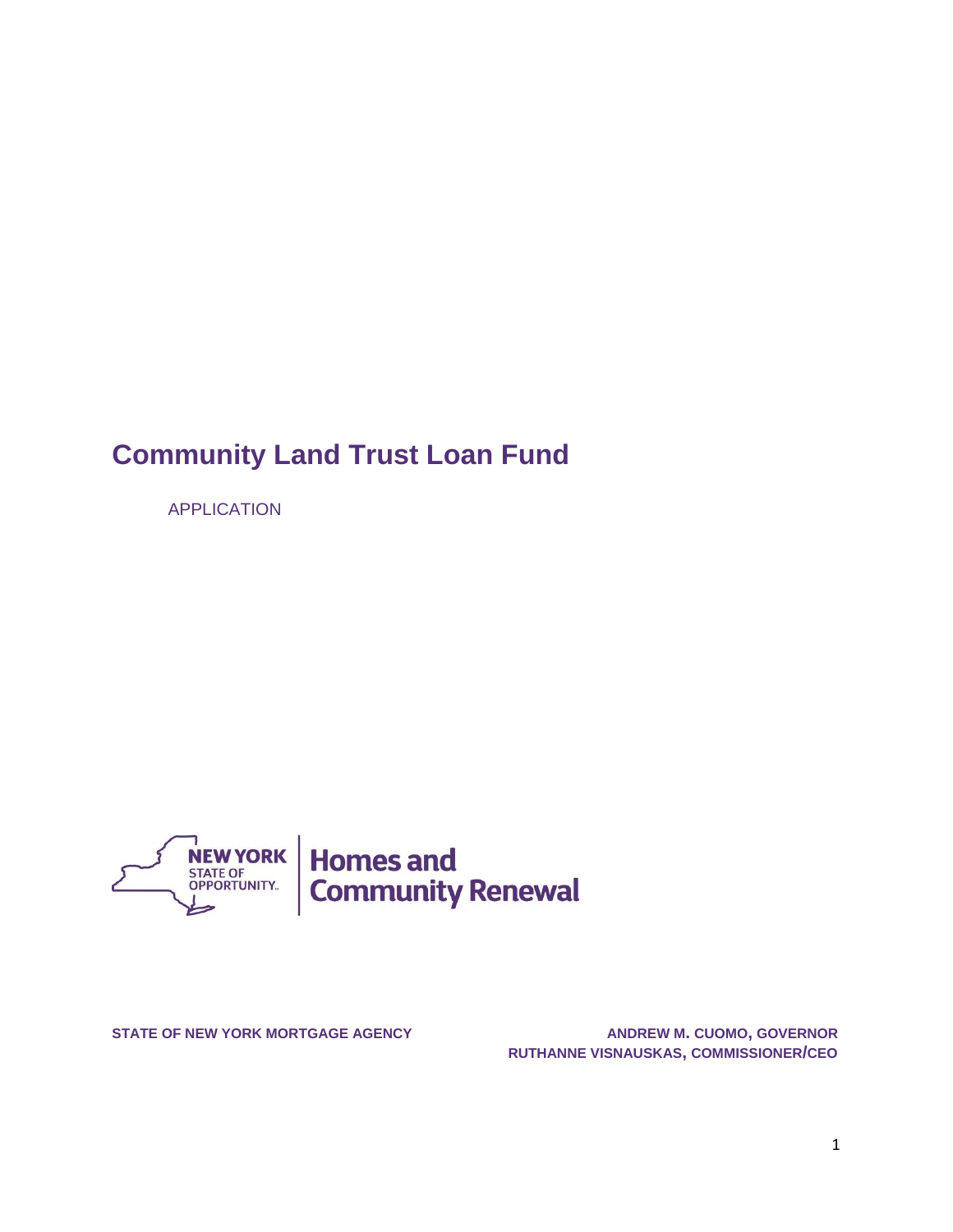# Community Land Trust Loan Fund

APPLICATION

NEW YORK STATE OF OPPORTUNITY. | Homes and Community Renewal

**STATE OF NEW YORK MORTGAGE AGENCY**

**ANDREW M. CUOMO, GOVERNOR**
**RUTHANNE VISNAUSKAS, COMMISSIONER/CEO**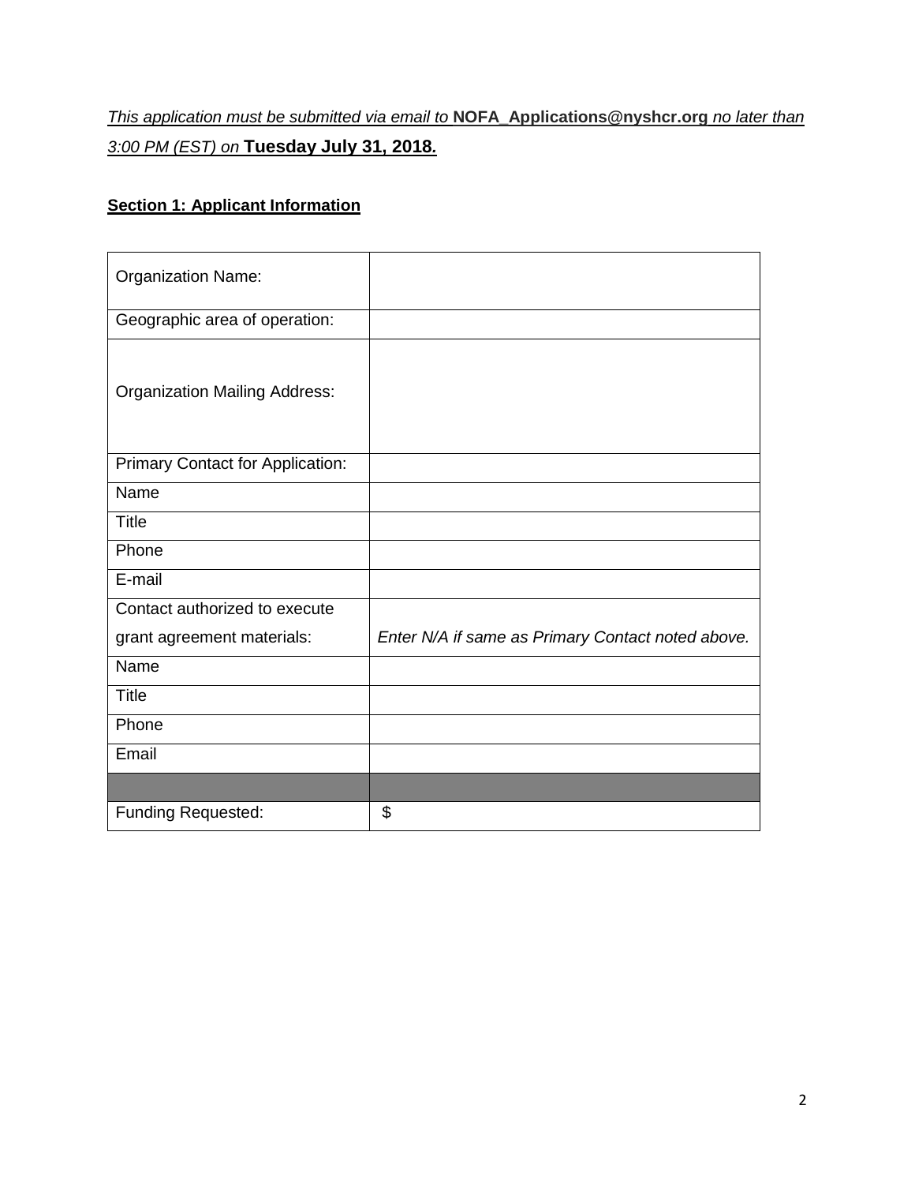*This application must be submitted via email to* **NOFA_Applications@nyshcr.org** *no later than 3:00 PM (EST) on* **Tuesday July 31, 2018.**

**Section 1: Applicant Information**

| | |
|---|---|
| Organization Name: | |
| Geographic area of operation: | |
| Organization Mailing Address: | |
| Primary Contact for Application: | |
| Name | |
| Title | |
| Phone | |
| E-mail | |
| Contact authorized to execute grant agreement materials: | *Enter N/A if same as Primary Contact noted above.* |
| Name | |
| Title | |
| Phone | |
| Email | |
| | |
| Funding Requested: | $ |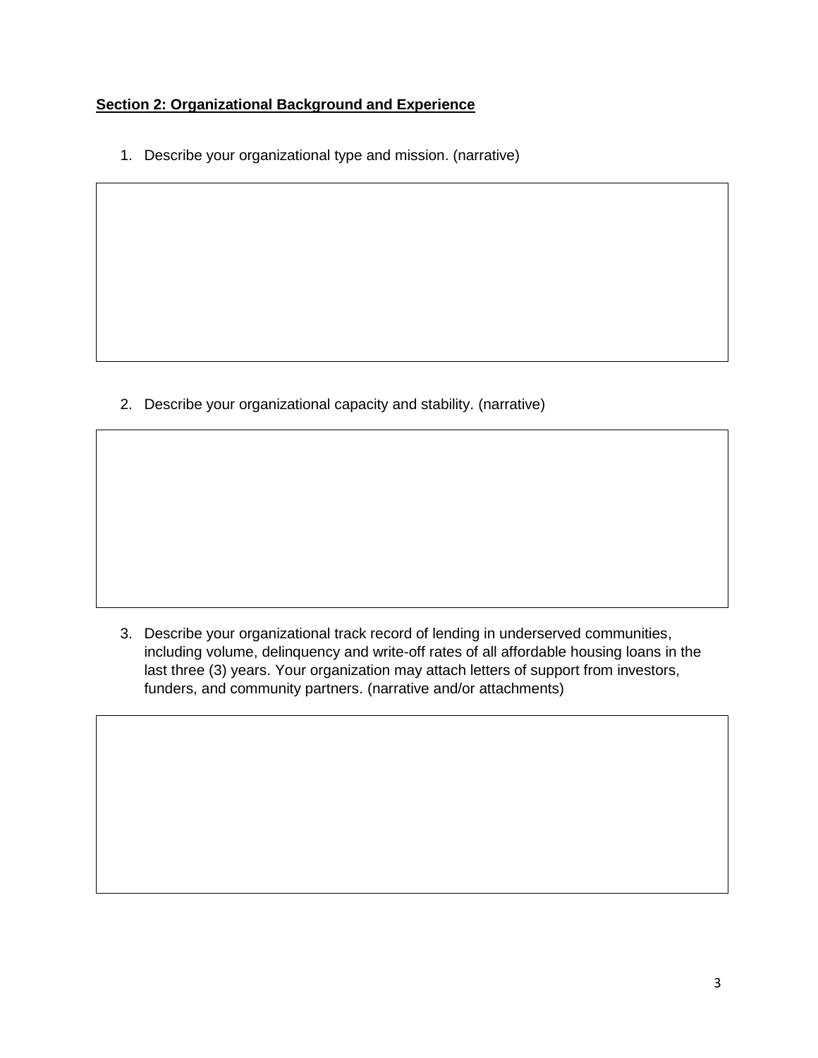**Section 2: Organizational Background and Experience**

1. Describe your organizational type and mission. (narrative)

2. Describe your organizational capacity and stability. (narrative)

3. Describe your organizational track record of lending in underserved communities, including volume, delinquency and write-off rates of all affordable housing loans in the last three (3) years. Your organization may attach letters of support from investors, funders, and community partners. (narrative and/or attachments)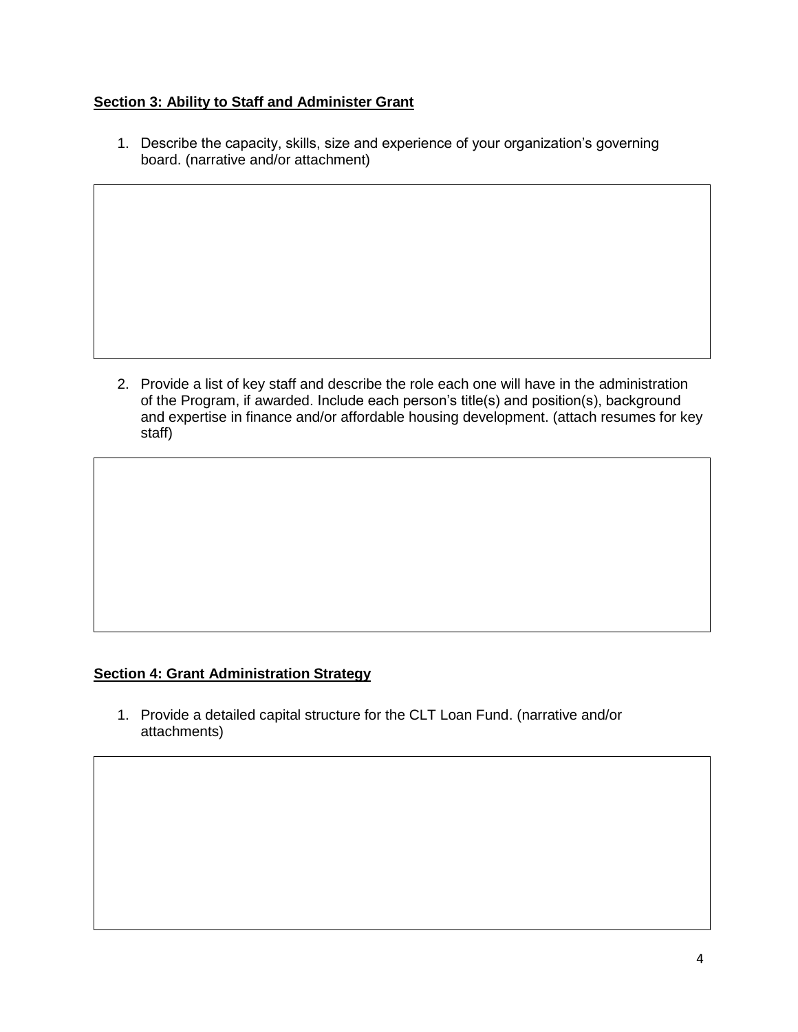**Section 3: Ability to Staff and Administer Grant**

1. Describe the capacity, skills, size and experience of your organization's governing board. (narrative and/or attachment)

2. Provide a list of key staff and describe the role each one will have in the administration of the Program, if awarded. Include each person's title(s) and position(s), background and expertise in finance and/or affordable housing development. (attach resumes for key staff)

**Section 4: Grant Administration Strategy**

1. Provide a detailed capital structure for the CLT Loan Fund. (narrative and/or attachments)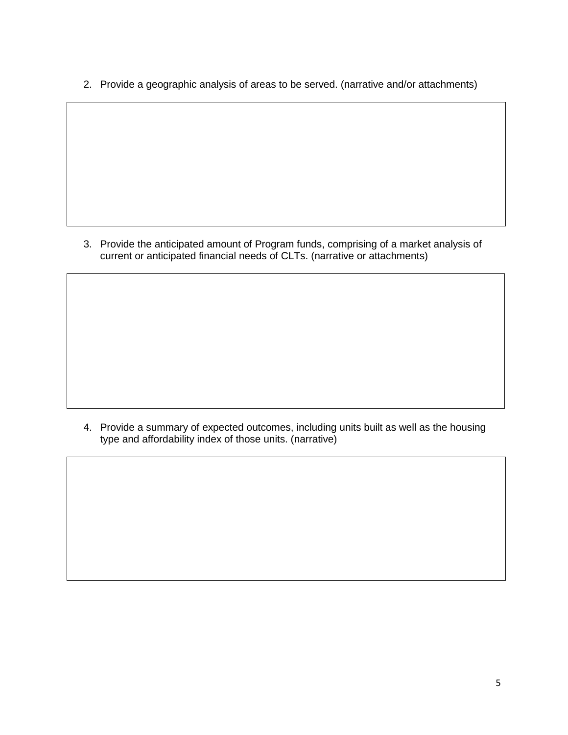2. Provide a geographic analysis of areas to be served. (narrative and/or attachments)

3. Provide the anticipated amount of Program funds, comprising of a market analysis of current or anticipated financial needs of CLTs. (narrative or attachments)

4. Provide a summary of expected outcomes, including units built as well as the housing type and affordability index of those units. (narrative)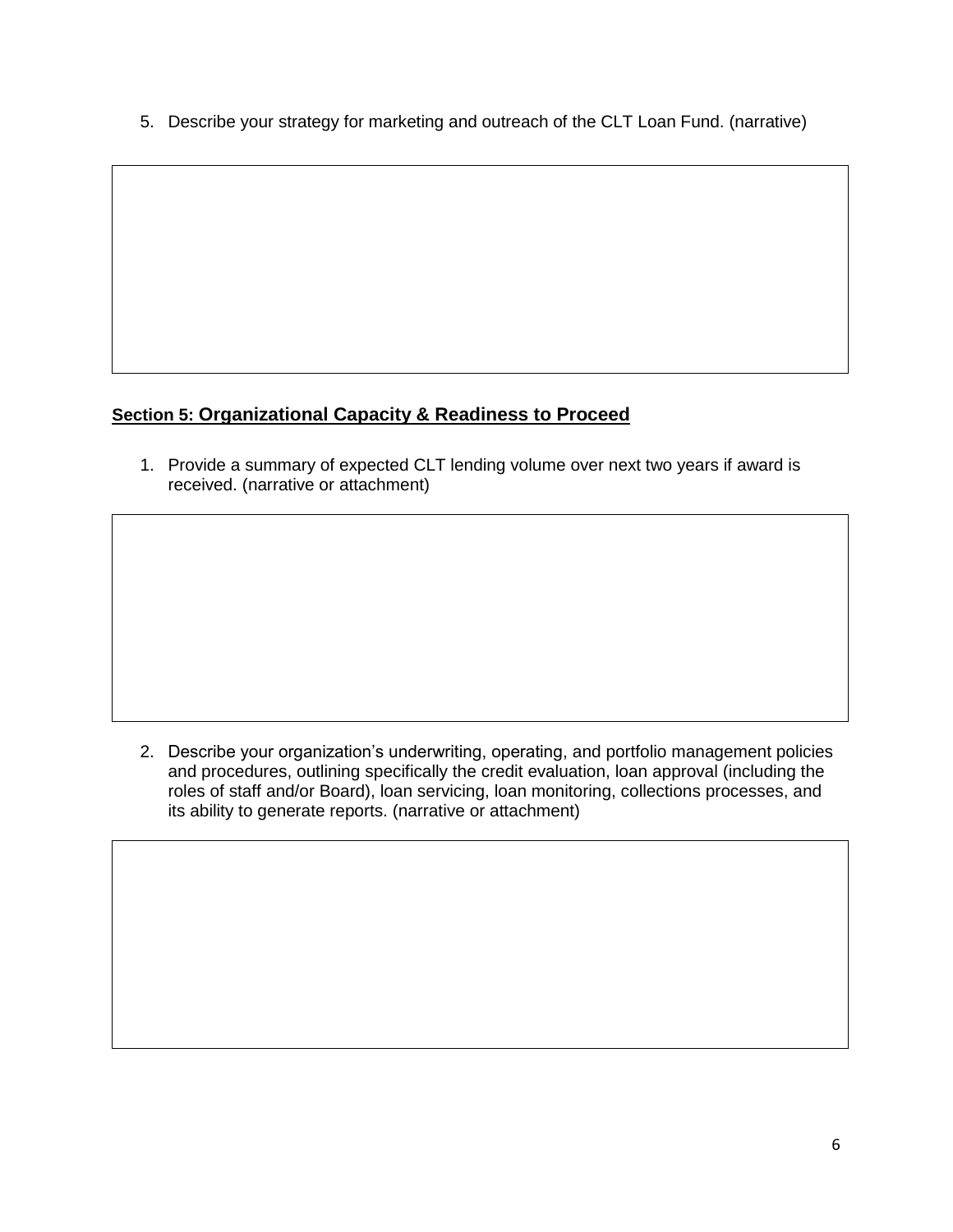5. Describe your strategy for marketing and outreach of the CLT Loan Fund. (narrative)

## Section 5: Organizational Capacity & Readiness to Proceed

1. Provide a summary of expected CLT lending volume over next two years if award is received. (narrative or attachment)

2. Describe your organization's underwriting, operating, and portfolio management policies and procedures, outlining specifically the credit evaluation, loan approval (including the roles of staff and/or Board), loan servicing, loan monitoring, collections processes, and its ability to generate reports. (narrative or attachment)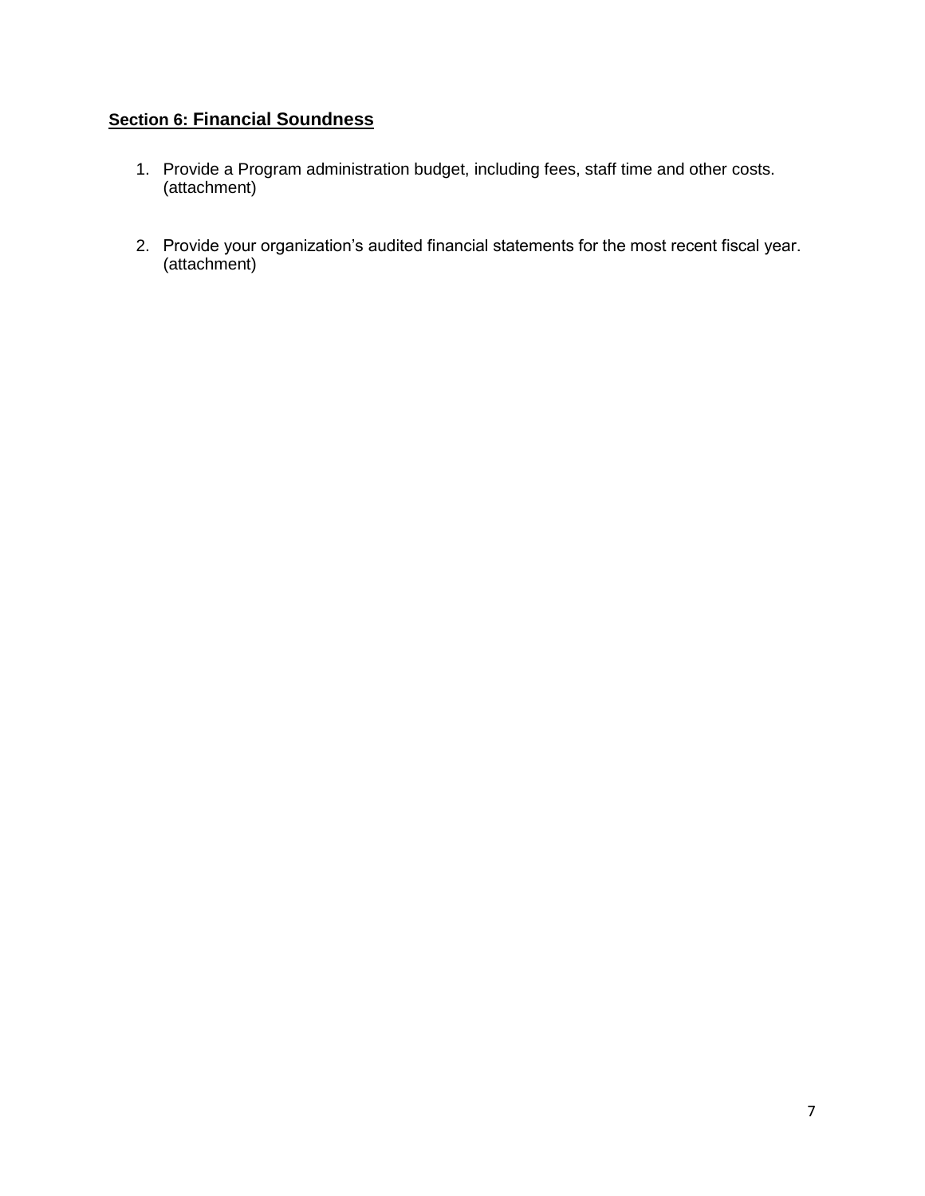## Section 6: Financial Soundness

1. Provide a Program administration budget, including fees, staff time and other costs. (attachment)

2. Provide your organization’s audited financial statements for the most recent fiscal year. (attachment)